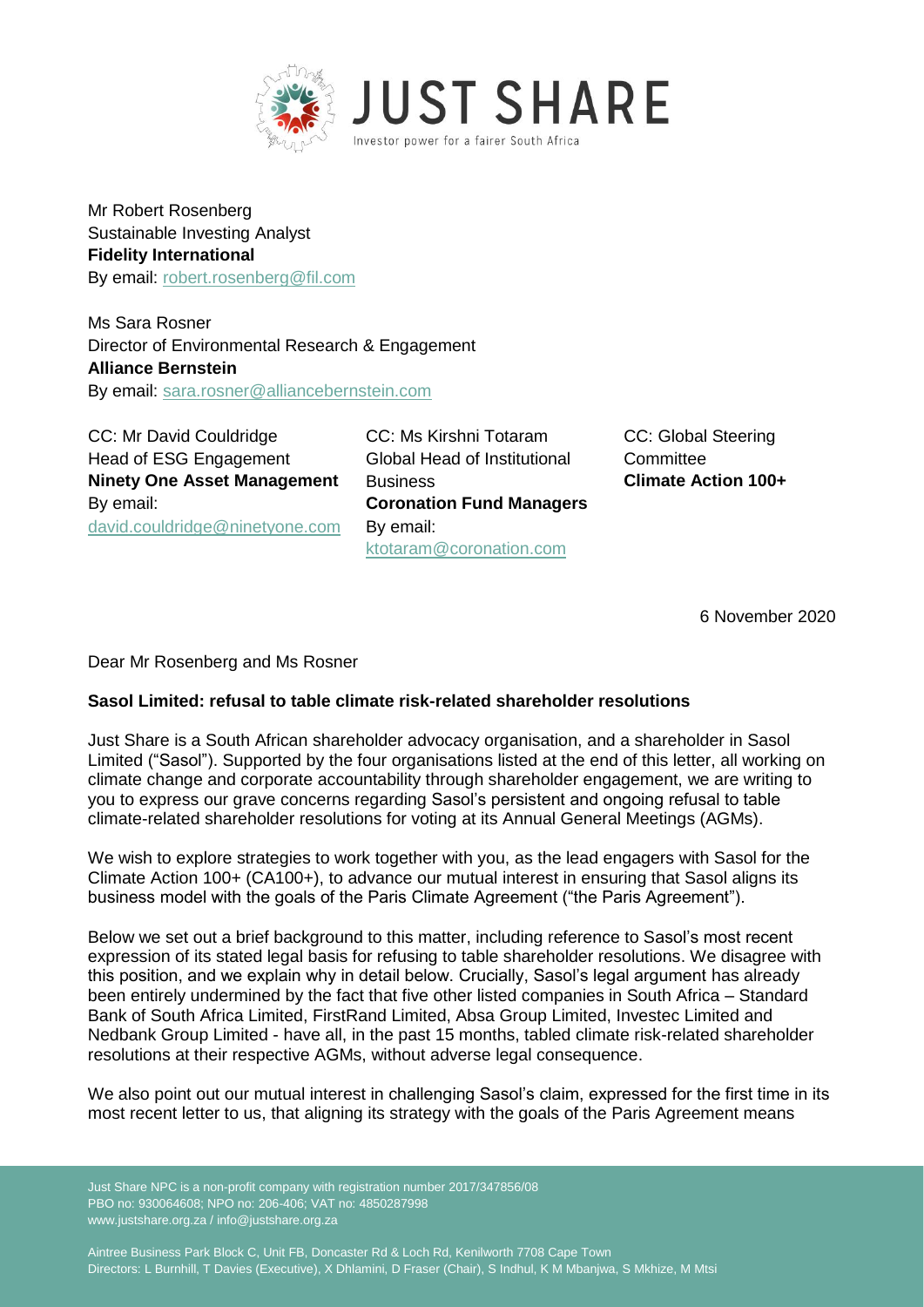**JUST SHARE**

Investor power for a fairer South Africa

Mr Robert Rosenberg
Sustainable Investing Analyst
**Fidelity International**
By email: robert.rosenberg@fil.com

Ms Sara Rosner
Director of Environmental Research & Engagement
**Alliance Bernstein**
By email: sara.rosner@alliancebernstein.com

CC: Mr David Couldridge
Head of ESG Engagement
**Ninety One Asset Management**
By email: david.couldridge@ninetyone.com

CC: Ms Kirshni Totaram
Global Head of Institutional Business
**Coronation Fund Managers**
By email: ktotaram@coronation.com

CC: Global Steering Committee
**Climate Action 100+**

6 November 2020

Dear Mr Rosenberg and Ms Rosner

**Sasol Limited: refusal to table climate risk-related shareholder resolutions**

Just Share is a South African shareholder advocacy organisation, and a shareholder in Sasol Limited ("Sasol"). Supported by the four organisations listed at the end of this letter, all working on climate change and corporate accountability through shareholder engagement, we are writing to you to express our grave concerns regarding Sasol's persistent and ongoing refusal to table climate-related shareholder resolutions for voting at its Annual General Meetings (AGMs).

We wish to explore strategies to work together with you, as the lead engagers with Sasol for the Climate Action 100+ (CA100+), to advance our mutual interest in ensuring that Sasol aligns its business model with the goals of the Paris Climate Agreement ("the Paris Agreement").

Below we set out a brief background to this matter, including reference to Sasol's most recent expression of its stated legal basis for refusing to table shareholder resolutions. We disagree with this position, and we explain why in detail below. Crucially, Sasol's legal argument has already been entirely undermined by the fact that five other listed companies in South Africa – Standard Bank of South Africa Limited, FirstRand Limited, Absa Group Limited, Investec Limited and Nedbank Group Limited - have all, in the past 15 months, tabled climate risk-related shareholder resolutions at their respective AGMs, without adverse legal consequence.

We also point out our mutual interest in challenging Sasol's claim, expressed for the first time in its most recent letter to us, that aligning its strategy with the goals of the Paris Agreement means

Just Share NPC is a non-profit company with registration number 2017/347856/08
PBO no: 930064608; NPO no: 206-406; VAT no: 4850287998
www.justshare.org.za / info@justshare.org.za

Aintree Business Park Block C, Unit FB, Doncaster Rd & Loch Rd, Kenilworth 7708 Cape Town
Directors: L Burnhill, T Davies (Executive), X Dhlamini, D Fraser (Chair), S Indhul, K M Mbanjwa, S Mkhize, M Mtsi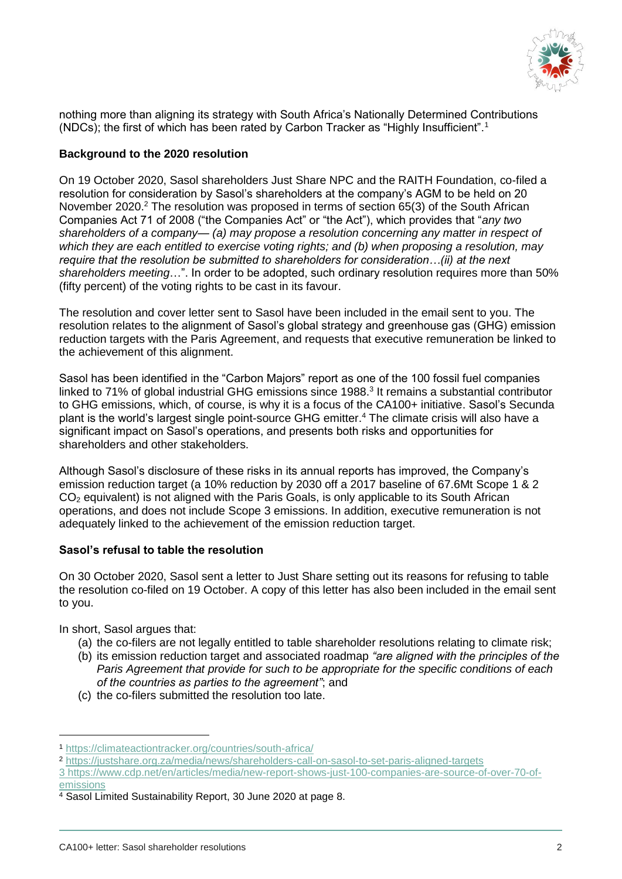nothing more than aligning its strategy with South Africa's Nationally Determined Contributions (NDCs); the first of which has been rated by Carbon Tracker as "Highly Insufficient".[1]

**Background to the 2020 resolution**

On 19 October 2020, Sasol shareholders Just Share NPC and the RAITH Foundation, co-filed a resolution for consideration by Sasol's shareholders at the company's AGM to be held on 20 November 2020.[2] The resolution was proposed in terms of section 65(3) of the South African Companies Act 71 of 2008 ("the Companies Act" or "the Act"), which provides that "*any two shareholders of a company— (a) may propose a resolution concerning any matter in respect of which they are each entitled to exercise voting rights; and (b) when proposing a resolution, may require that the resolution be submitted to shareholders for consideration…(ii) at the next shareholders meeting*…". In order to be adopted, such ordinary resolution requires more than 50% (fifty percent) of the voting rights to be cast in its favour.

The resolution and cover letter sent to Sasol have been included in the email sent to you. The resolution relates to the alignment of Sasol's global strategy and greenhouse gas (GHG) emission reduction targets with the Paris Agreement, and requests that executive remuneration be linked to the achievement of this alignment.

Sasol has been identified in the "Carbon Majors" report as one of the 100 fossil fuel companies linked to 71% of global industrial GHG emissions since 1988.[3] It remains a substantial contributor to GHG emissions, which, of course, is why it is a focus of the CA100+ initiative. Sasol's Secunda plant is the world's largest single point-source GHG emitter.[4] The climate crisis will also have a significant impact on Sasol's operations, and presents both risks and opportunities for shareholders and other stakeholders.

Although Sasol's disclosure of these risks in its annual reports has improved, the Company's emission reduction target (a 10% reduction by 2030 off a 2017 baseline of 67.6Mt Scope 1 & 2 $CO_2$ equivalent) is not aligned with the Paris Goals, is only applicable to its South African operations, and does not include Scope 3 emissions. In addition, executive remuneration is not adequately linked to the achievement of the emission reduction target.

**Sasol's refusal to table the resolution**

On 30 October 2020, Sasol sent a letter to Just Share setting out its reasons for refusing to table the resolution co-filed on 19 October. A copy of this letter has also been included in the email sent to you.

In short, Sasol argues that:

(a) the co-filers are not legally entitled to table shareholder resolutions relating to climate risk;
(b) its emission reduction target and associated roadmap *"are aligned with the principles of the Paris Agreement that provide for such to be appropriate for the specific conditions of each of the countries as parties to the agreement"*; and
(c) the co-filers submitted the resolution too late.

---

[1] https://climateactiontracker.org/countries/south-africa/
[2] https://justshare.org.za/media/news/shareholders-call-on-sasol-to-set-paris-aligned-targets
[3] https://www.cdp.net/en/articles/media/new-report-shows-just-100-companies-are-source-of-over-70-of-emissions
[4] Sasol Limited Sustainability Report, 30 June 2020 at page 8.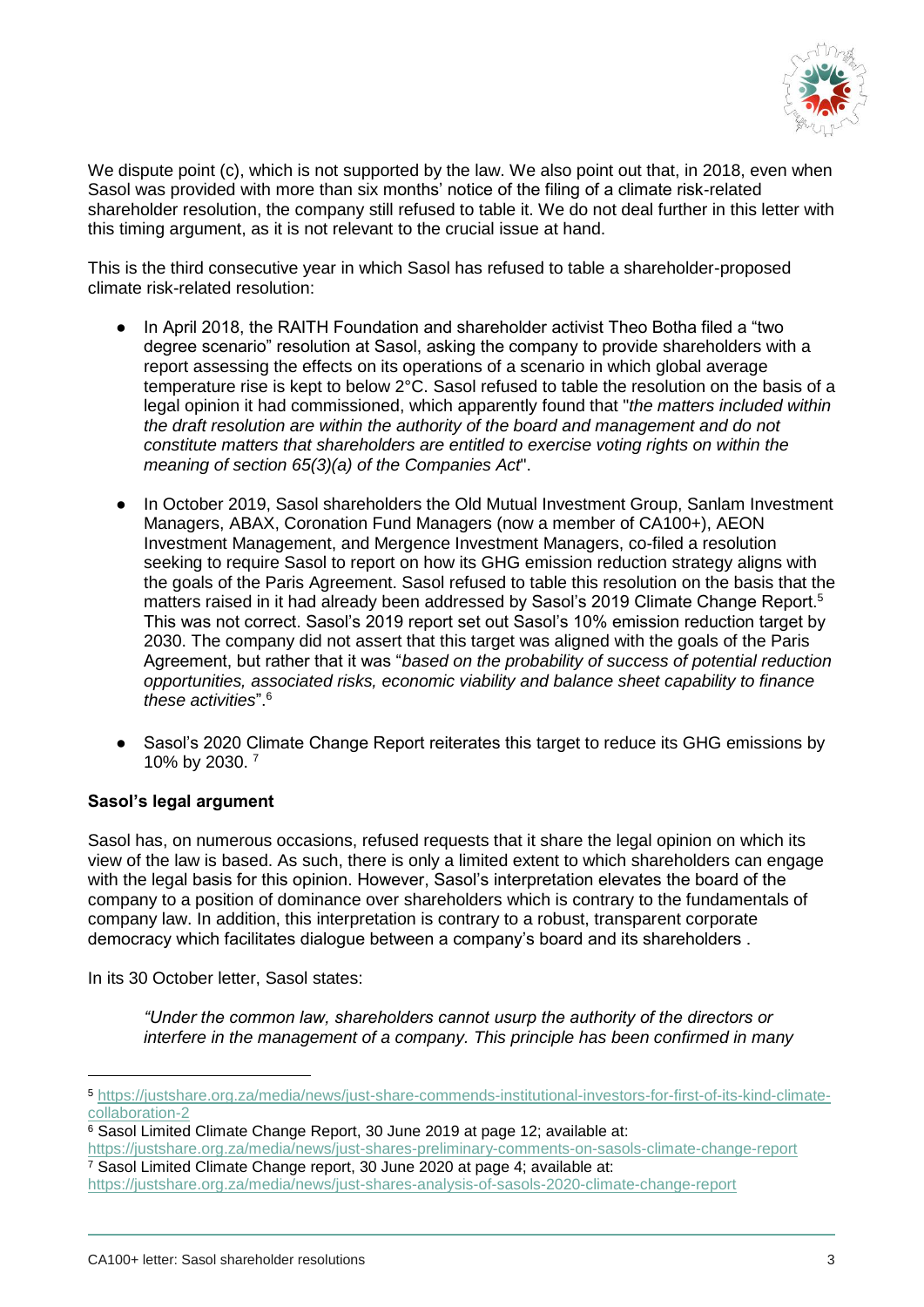We dispute point (c), which is not supported by the law. We also point out that, in 2018, even when Sasol was provided with more than six months' notice of the filing of a climate risk-related shareholder resolution, the company still refused to table it. We do not deal further in this letter with this timing argument, as it is not relevant to the crucial issue at hand.

This is the third consecutive year in which Sasol has refused to table a shareholder-proposed climate risk-related resolution:

- In April 2018, the RAITH Foundation and shareholder activist Theo Botha filed a "two degree scenario" resolution at Sasol, asking the company to provide shareholders with a report assessing the effects on its operations of a scenario in which global average temperature rise is kept to below 2°C. Sasol refused to table the resolution on the basis of a legal opinion it had commissioned, which apparently found that "*the matters included within the draft resolution are within the authority of the board and management and do not constitute matters that shareholders are entitled to exercise voting rights on within the meaning of section 65(3)(a) of the Companies Act*".

- In October 2019, Sasol shareholders the Old Mutual Investment Group, Sanlam Investment Managers, ABAX, Coronation Fund Managers (now a member of CA100+), AEON Investment Management, and Mergence Investment Managers, co-filed a resolution seeking to require Sasol to report on how its GHG emission reduction strategy aligns with the goals of the Paris Agreement. Sasol refused to table this resolution on the basis that the matters raised in it had already been addressed by Sasol's 2019 Climate Change Report.[5] This was not correct. Sasol's 2019 report set out Sasol's 10% emission reduction target by 2030. The company did not assert that this target was aligned with the goals of the Paris Agreement, but rather that it was "*based on the probability of success of potential reduction opportunities, associated risks, economic viability and balance sheet capability to finance these activities*".[6]

- Sasol's 2020 Climate Change Report reiterates this target to reduce its GHG emissions by 10% by 2030.[7]

**Sasol's legal argument**

Sasol has, on numerous occasions, refused requests that it share the legal opinion on which its view of the law is based. As such, there is only a limited extent to which shareholders can engage with the legal basis for this opinion. However, Sasol's interpretation elevates the board of the company to a position of dominance over shareholders which is contrary to the fundamentals of company law. In addition, this interpretation is contrary to a robust, transparent corporate democracy which facilitates dialogue between a company's board and its shareholders .

In its 30 October letter, Sasol states:

> *"Under the common law, shareholders cannot usurp the authority of the directors or interfere in the management of a company. This principle has been confirmed in many*

---

[5] https://justshare.org.za/media/news/just-share-commends-institutional-investors-for-first-of-its-kind-climate-collaboration-2

[6] Sasol Limited Climate Change Report, 30 June 2019 at page 12; available at: https://justshare.org.za/media/news/just-shares-preliminary-comments-on-sasols-climate-change-report

[7] Sasol Limited Climate Change report, 30 June 2020 at page 4; available at: https://justshare.org.za/media/news/just-shares-analysis-of-sasols-2020-climate-change-report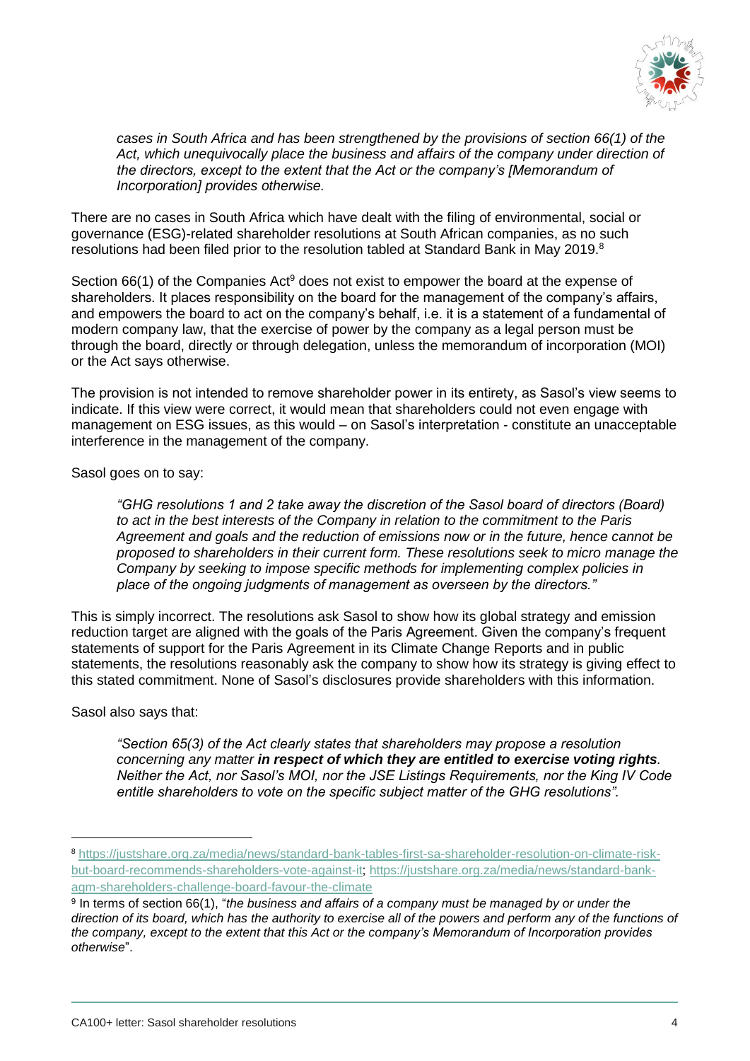> *cases in South Africa and has been strengthened by the provisions of section 66(1) of the Act, which unequivocally place the business and affairs of the company under direction of the directors, except to the extent that the Act or the company's [Memorandum of Incorporation] provides otherwise.*

There are no cases in South Africa which have dealt with the filing of environmental, social or governance (ESG)-related shareholder resolutions at South African companies, as no such resolutions had been filed prior to the resolution tabled at Standard Bank in May 2019.[8]

Section 66(1) of the Companies Act[9] does not exist to empower the board at the expense of shareholders. It places responsibility on the board for the management of the company's affairs, and empowers the board to act on the company's behalf, i.e. it is a statement of a fundamental of modern company law, that the exercise of power by the company as a legal person must be through the board, directly or through delegation, unless the memorandum of incorporation (MOI) or the Act says otherwise.

The provision is not intended to remove shareholder power in its entirety, as Sasol's view seems to indicate. If this view were correct, it would mean that shareholders could not even engage with management on ESG issues, as this would – on Sasol's interpretation - constitute an unacceptable interference in the management of the company.

Sasol goes on to say:

> *"GHG resolutions 1 and 2 take away the discretion of the Sasol board of directors (Board) to act in the best interests of the Company in relation to the commitment to the Paris Agreement and goals and the reduction of emissions now or in the future, hence cannot be proposed to shareholders in their current form. These resolutions seek to micro manage the Company by seeking to impose specific methods for implementing complex policies in place of the ongoing judgments of management as overseen by the directors."*

This is simply incorrect. The resolutions ask Sasol to show how its global strategy and emission reduction target are aligned with the goals of the Paris Agreement. Given the company's frequent statements of support for the Paris Agreement in its Climate Change Reports and in public statements, the resolutions reasonably ask the company to show how its strategy is giving effect to this stated commitment. None of Sasol's disclosures provide shareholders with this information.

Sasol also says that:

> *"Section 65(3) of the Act clearly states that shareholders may propose a resolution concerning any matter **in respect of which they are entitled to exercise voting rights**. Neither the Act, nor Sasol's MOI, nor the JSE Listings Requirements, nor the King IV Code entitle shareholders to vote on the specific subject matter of the GHG resolutions".*

---

[8] https://justshare.org.za/media/news/standard-bank-tables-first-sa-shareholder-resolution-on-climate-risk-but-board-recommends-shareholders-vote-against-it; https://justshare.org.za/media/news/standard-bank-agm-shareholders-challenge-board-favour-the-climate

[9] In terms of section 66(1), "*the business and affairs of a company must be managed by or under the direction of its board, which has the authority to exercise all of the powers and perform any of the functions of the company, except to the extent that this Act or the company's Memorandum of Incorporation provides otherwise*".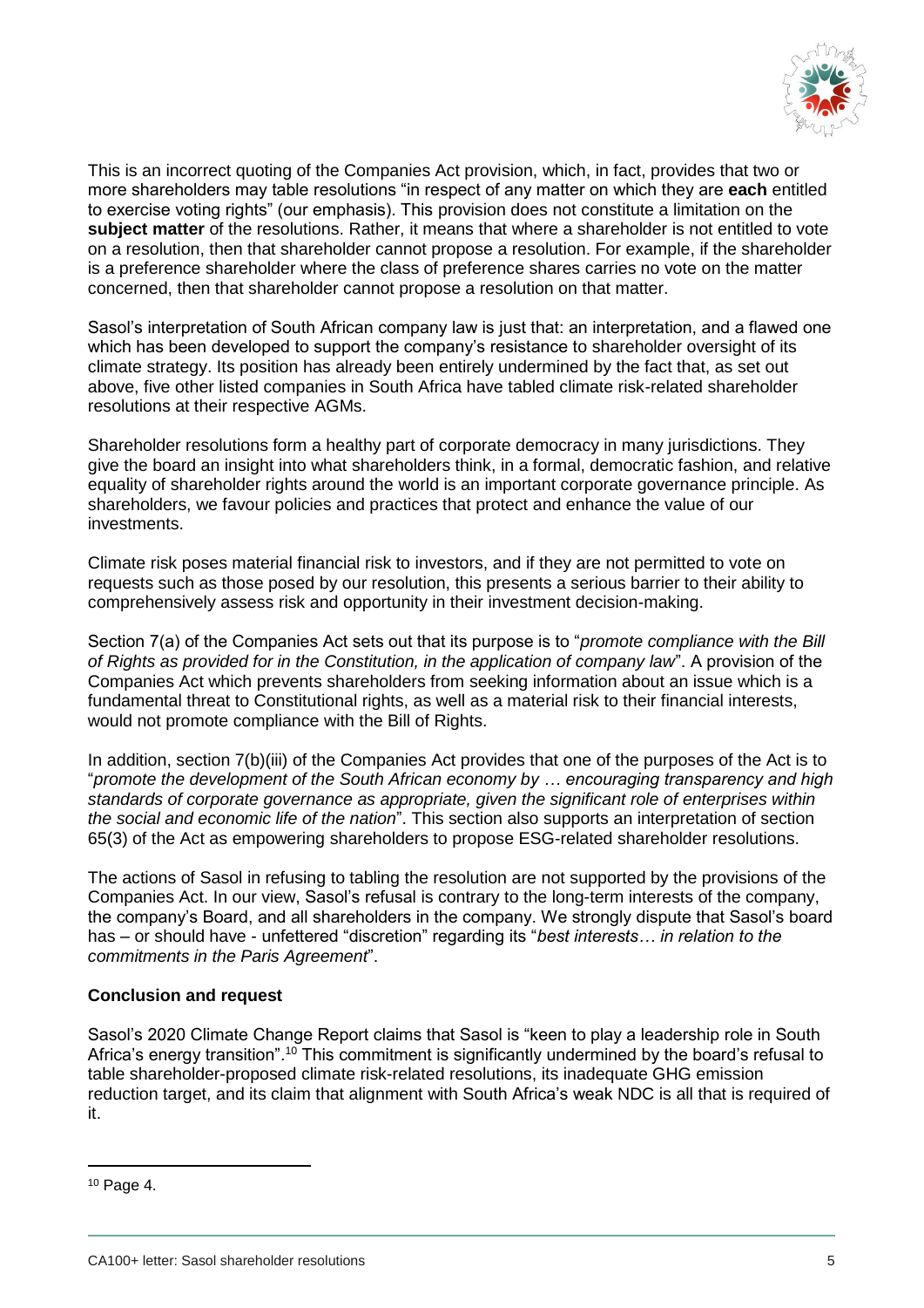This is an incorrect quoting of the Companies Act provision, which, in fact, provides that two or more shareholders may table resolutions "in respect of any matter on which they are **each** entitled to exercise voting rights" (our emphasis). This provision does not constitute a limitation on the **subject matter** of the resolutions. Rather, it means that where a shareholder is not entitled to vote on a resolution, then that shareholder cannot propose a resolution. For example, if the shareholder is a preference shareholder where the class of preference shares carries no vote on the matter concerned, then that shareholder cannot propose a resolution on that matter.

Sasol's interpretation of South African company law is just that: an interpretation, and a flawed one which has been developed to support the company's resistance to shareholder oversight of its climate strategy. Its position has already been entirely undermined by the fact that, as set out above, five other listed companies in South Africa have tabled climate risk-related shareholder resolutions at their respective AGMs.

Shareholder resolutions form a healthy part of corporate democracy in many jurisdictions. They give the board an insight into what shareholders think, in a formal, democratic fashion, and relative equality of shareholder rights around the world is an important corporate governance principle. As shareholders, we favour policies and practices that protect and enhance the value of our investments.

Climate risk poses material financial risk to investors, and if they are not permitted to vote on requests such as those posed by our resolution, this presents a serious barrier to their ability to comprehensively assess risk and opportunity in their investment decision-making.

Section 7(a) of the Companies Act sets out that its purpose is to "*promote compliance with the Bill of Rights as provided for in the Constitution, in the application of company law*". A provision of the Companies Act which prevents shareholders from seeking information about an issue which is a fundamental threat to Constitutional rights, as well as a material risk to their financial interests, would not promote compliance with the Bill of Rights.

In addition, section 7(b)(iii) of the Companies Act provides that one of the purposes of the Act is to "*promote the development of the South African economy by … encouraging transparency and high standards of corporate governance as appropriate, given the significant role of enterprises within the social and economic life of the nation*". This section also supports an interpretation of section 65(3) of the Act as empowering shareholders to propose ESG-related shareholder resolutions.

The actions of Sasol in refusing to tabling the resolution are not supported by the provisions of the Companies Act. In our view, Sasol's refusal is contrary to the long-term interests of the company, the company's Board, and all shareholders in the company. We strongly dispute that Sasol's board has – or should have - unfettered "discretion" regarding its "*best interests… in relation to the commitments in the Paris Agreement*".

**Conclusion and request**

Sasol's 2020 Climate Change Report claims that Sasol is "keen to play a leadership role in South Africa's energy transition".[10] This commitment is significantly undermined by the board's refusal to table shareholder-proposed climate risk-related resolutions, its inadequate GHG emission reduction target, and its claim that alignment with South Africa's weak NDC is all that is required of it.

[10] Page 4.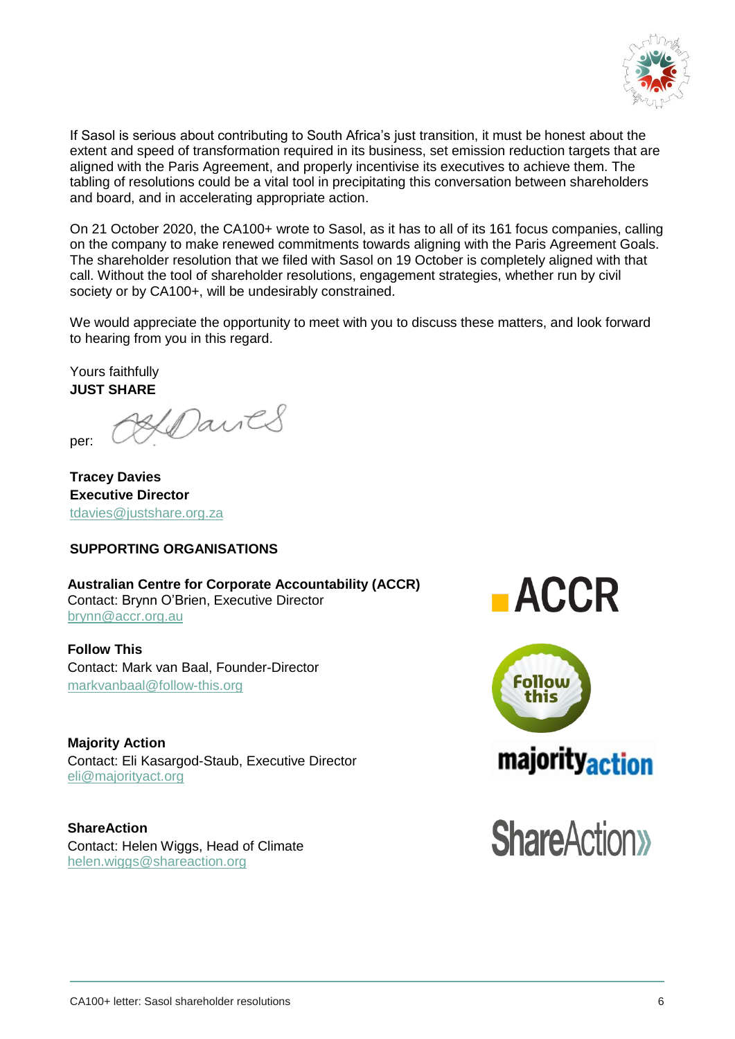If Sasol is serious about contributing to South Africa's just transition, it must be honest about the extent and speed of transformation required in its business, set emission reduction targets that are aligned with the Paris Agreement, and properly incentivise its executives to achieve them. The tabling of resolutions could be a vital tool in precipitating this conversation between shareholders and board, and in accelerating appropriate action.

On 21 October 2020, the CA100+ wrote to Sasol, as it has to all of its 161 focus companies, calling on the company to make renewed commitments towards aligning with the Paris Agreement Goals. The shareholder resolution that we filed with Sasol on 19 October is completely aligned with that call. Without the tool of shareholder resolutions, engagement strategies, whether run by civil society or by CA100+, will be undesirably constrained.

We would appreciate the opportunity to meet with you to discuss these matters, and look forward to hearing from you in this regard.

Yours faithfully
**JUST SHARE**

per:

**Tracey Davies**
**Executive Director**
tdavies@justshare.org.za

**SUPPORTING ORGANISATIONS**

**Australian Centre for Corporate Accountability (ACCR)**
Contact: Brynn O'Brien, Executive Director
brynn@accr.org.au

**Follow This**
Contact: Mark van Baal, Founder-Director
markvanbaal@follow-this.org

**Majority Action**
Contact: Eli Kasargod-Staub, Executive Director
eli@majorityact.org

**ShareAction**
Contact: Helen Wiggs, Head of Climate
helen.wiggs@shareaction.org